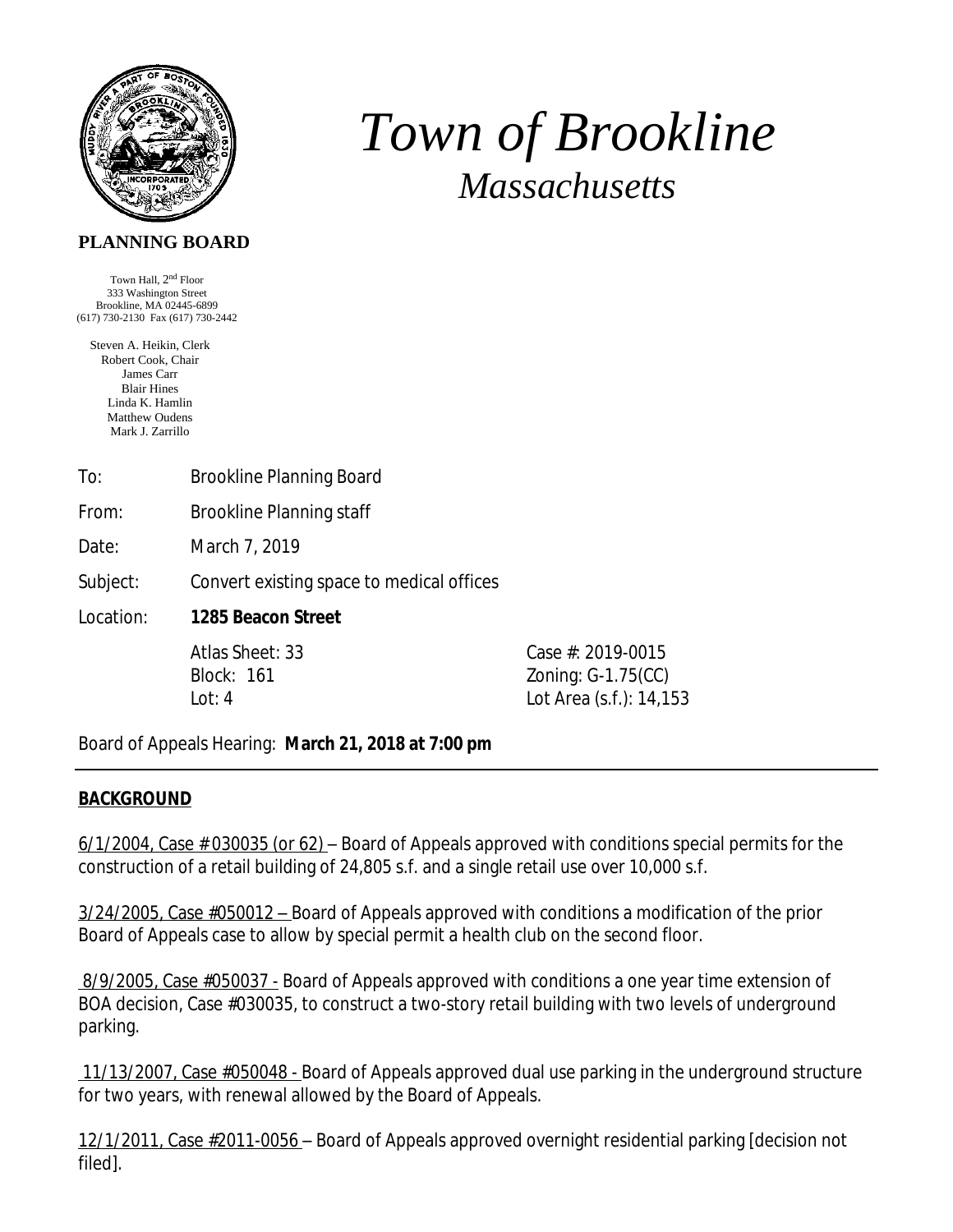# *Town of Brookline*

## *Massachusetts*

**PLANNING BOARD**

Town Hall, 2nd Floor
333 Washington Street
Brookline, MA 02445-6899
(617) 730-2130 Fax (617) 730-2442

Steven A. Heikin, Clerk
Robert Cook, Chair
James Carr
Blair Hines
Linda K. Hamlin
Matthew Oudens
Mark J. Zarrillo

To: Brookline Planning Board

From: Brookline Planning staff

Date: March 7, 2019

Subject: Convert existing space to medical offices

Location: **1285 Beacon Street**

Atlas Sheet: 33 — Case #: 2019-0015
Block: 161 — Zoning: G-1.75(CC)
Lot: 4 — Lot Area (s.f.): 14,153

Board of Appeals Hearing: **March 21, 2018 at 7:00 pm**

---

## **BACKGROUND**

6/1/2004, Case # 030035 (or 62) – Board of Appeals approved with conditions special permits for the construction of a retail building of 24,805 s.f. and a single retail use over 10,000 s.f.

3/24/2005, Case #050012 – Board of Appeals approved with conditions a modification of the prior Board of Appeals case to allow by special permit a health club on the second floor.

8/9/2005, Case #050037 - Board of Appeals approved with conditions a one year time extension of BOA decision, Case #030035, to construct a two-story retail building with two levels of underground parking.

11/13/2007, Case #050048 - Board of Appeals approved dual use parking in the underground structure for two years, with renewal allowed by the Board of Appeals.

12/1/2011, Case #2011-0056 – Board of Appeals approved overnight residential parking [decision not filed].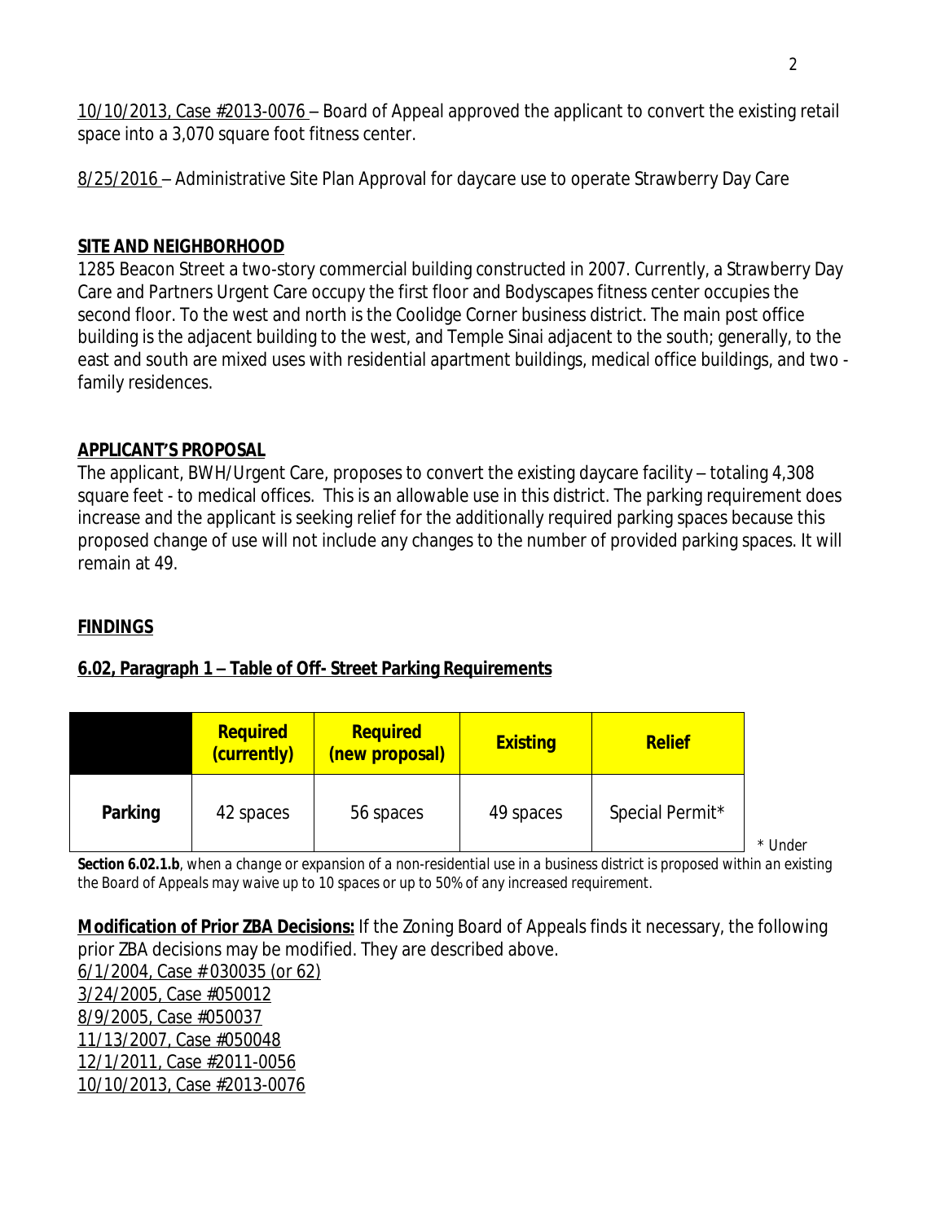10/10/2013, Case #2013-0076 – Board of Appeal approved the applicant to convert the existing retail space into a 3,070 square foot fitness center.

8/25/2016 – Administrative Site Plan Approval for daycare use to operate Strawberry Day Care

**SITE AND NEIGHBORHOOD**

1285 Beacon Street a two-story commercial building constructed in 2007. Currently, a Strawberry Day Care and Partners Urgent Care occupy the first floor and Bodyscapes fitness center occupies the second floor. To the west and north is the Coolidge Corner business district. The main post office building is the adjacent building to the west, and Temple Sinai adjacent to the south; generally, to the east and south are mixed uses with residential apartment buildings, medical office buildings, and two - family residences.

**APPLICANT'S PROPOSAL**

The applicant, BWH/Urgent Care, proposes to convert the existing daycare facility – totaling 4,308 square feet - to medical offices. This is an allowable use in this district. The parking requirement does increase and the applicant is seeking relief for the additionally required parking spaces because this proposed change of use will not include any changes to the number of provided parking spaces. It will remain at 49.

**FINDINGS**

**6.02, Paragraph 1 – Table of Off- Street Parking Requirements**

| | Required (currently) | Required (new proposal) | Existing | Relief |
|---|---|---|---|---|
| **Parking** | 42 spaces | 56 spaces | 49 spaces | Special Permit* |

\* Under **Section 6.02.1.b**, *when a change or expansion of a non-residential use in a business district is proposed within an existing the Board of Appeals may waive up to 10 spaces or up to 50% of any increased requirement.*

**Modification of Prior ZBA Decisions:** If the Zoning Board of Appeals finds it necessary, the following prior ZBA decisions may be modified. They are described above.

6/1/2004, Case # 030035 (or 62)
3/24/2005, Case #050012
8/9/2005, Case #050037
11/13/2007, Case #050048
12/1/2011, Case #2011-0056
10/10/2013, Case #2013-0076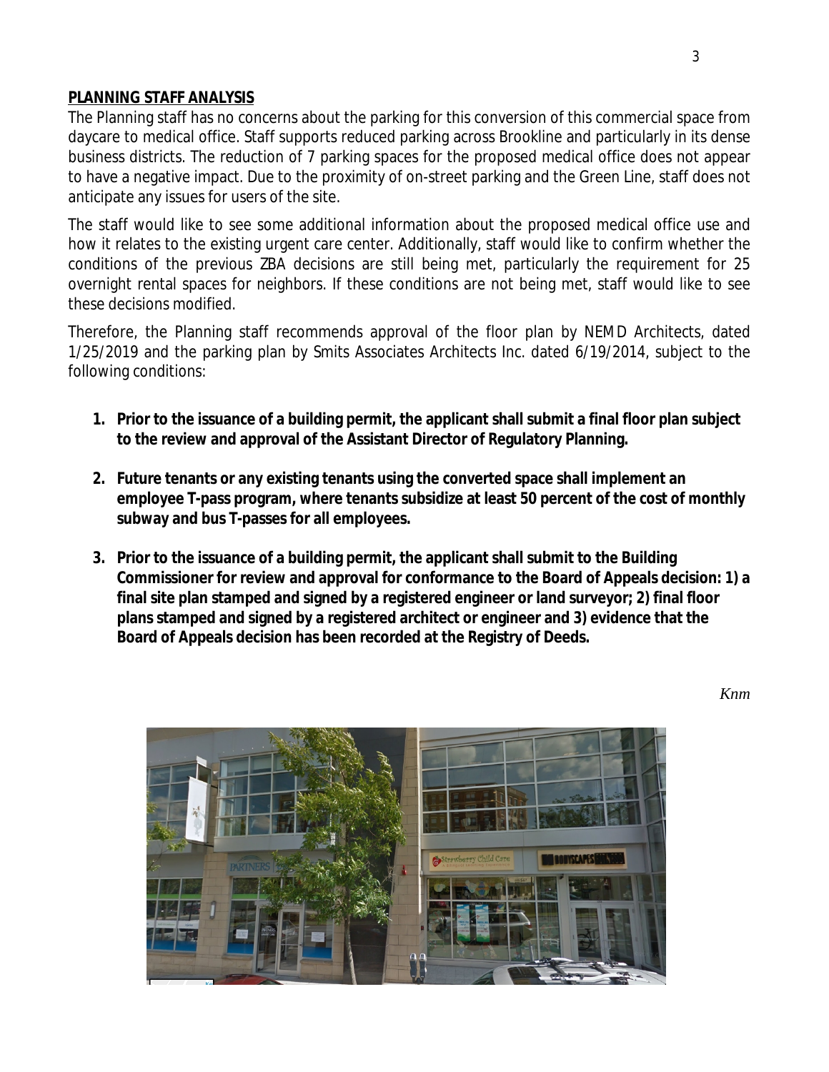**PLANNING STAFF ANALYSIS**

The Planning staff has no concerns about the parking for this conversion of this commercial space from daycare to medical office. Staff supports reduced parking across Brookline and particularly in its dense business districts. The reduction of 7 parking spaces for the proposed medical office does not appear to have a negative impact. Due to the proximity of on-street parking and the Green Line, staff does not anticipate any issues for users of the site.

The staff would like to see some additional information about the proposed medical office use and how it relates to the existing urgent care center. Additionally, staff would like to confirm whether the conditions of the previous ZBA decisions are still being met, particularly the requirement for 25 overnight rental spaces for neighbors. If these conditions are not being met, staff would like to see these decisions modified.

Therefore, the Planning staff recommends approval of the floor plan by NEMD Architects, dated 1/25/2019 and the parking plan by Smits Associates Architects Inc. dated 6/19/2014, subject to the following conditions:

1. **Prior to the issuance of a building permit, the applicant shall submit a final floor plan subject to the review and approval of the Assistant Director of Regulatory Planning.**

2. **Future tenants or any existing tenants using the converted space shall implement an employee T-pass program, where tenants subsidize at least 50 percent of the cost of monthly subway and bus T-passes for all employees.**

3. **Prior to the issuance of a building permit, the applicant shall submit to the Building Commissioner for review and approval for conformance to the Board of Appeals decision: 1) a final site plan stamped and signed by a registered engineer or land surveyor; 2) final floor plans stamped and signed by a registered architect or engineer and 3) evidence that the Board of Appeals decision has been recorded at the Registry of Deeds.**

*Knm*